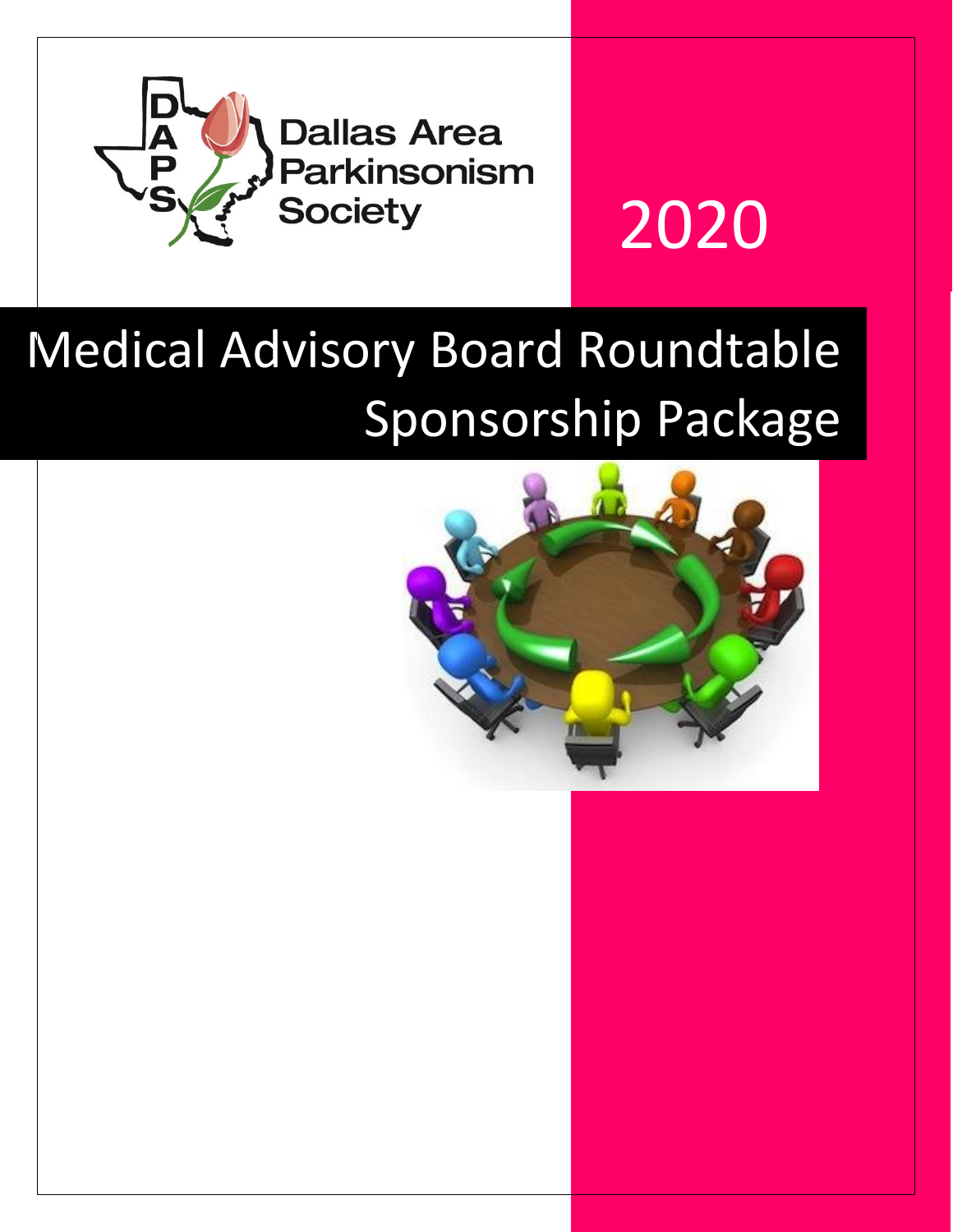Dallas Area Parkinsonism Society

2020

# Medical Advisory Board Roundtable Sponsorship Package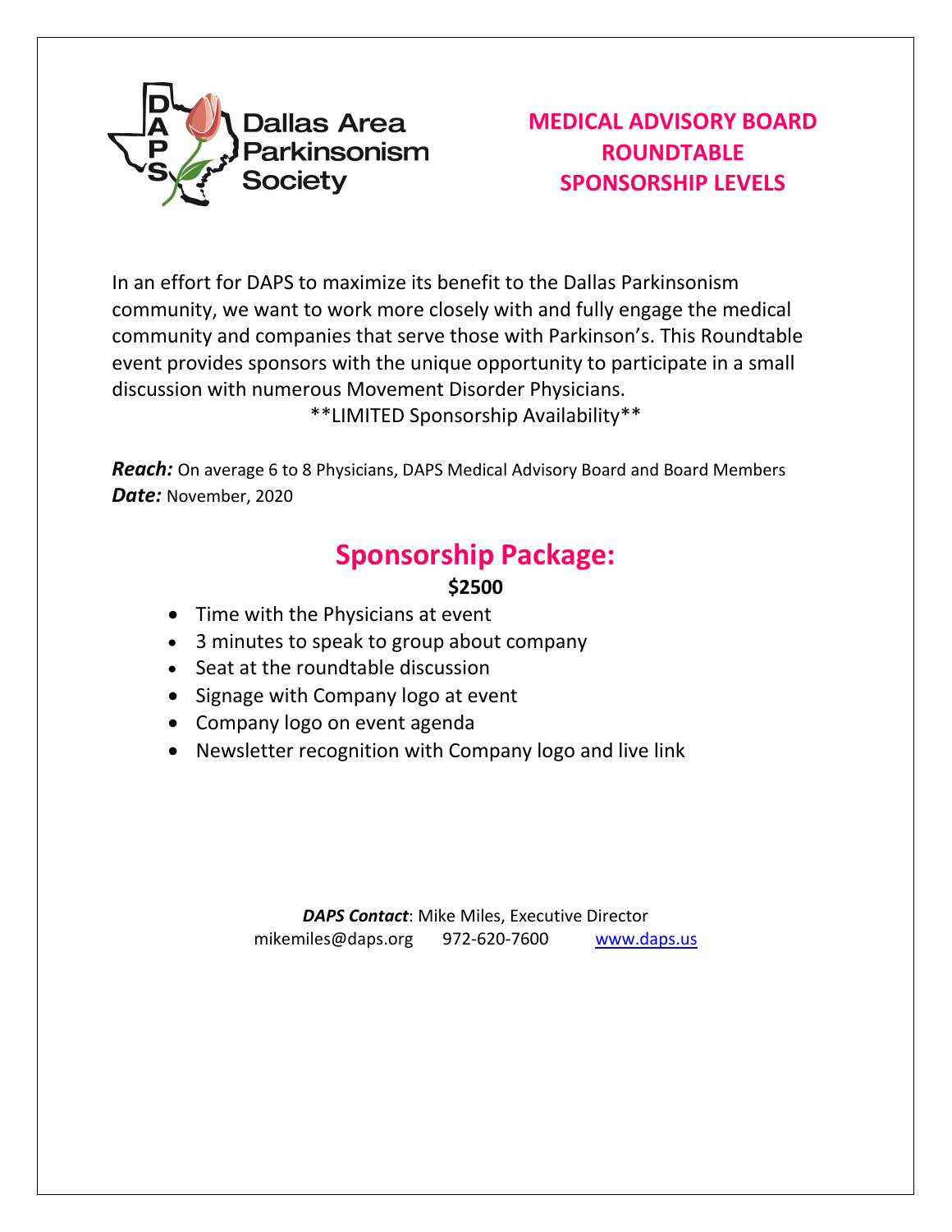Dallas Area Parkinsonism Society

# MEDICAL ADVISORY BOARD ROUNDTABLE SPONSORSHIP LEVELS

In an effort for DAPS to maximize its benefit to the Dallas Parkinsonism community, we want to work more closely with and fully engage the medical community and companies that serve those with Parkinson's. This Roundtable event provides sponsors with the unique opportunity to participate in a small discussion with numerous Movement Disorder Physicians.

**LIMITED Sponsorship Availability**

***Reach:*** On average 6 to 8 Physicians, DAPS Medical Advisory Board and Board Members
***Date:*** November, 2020

## Sponsorship Package:

**$2500**

- Time with the Physicians at event
- 3 minutes to speak to group about company
- Seat at the roundtable discussion
- Signage with Company logo at event
- Company logo on event agenda
- Newsletter recognition with Company logo and live link

***DAPS Contact***: Mike Miles, Executive Director
mikemiles@daps.org 972-620-7600 www.daps.us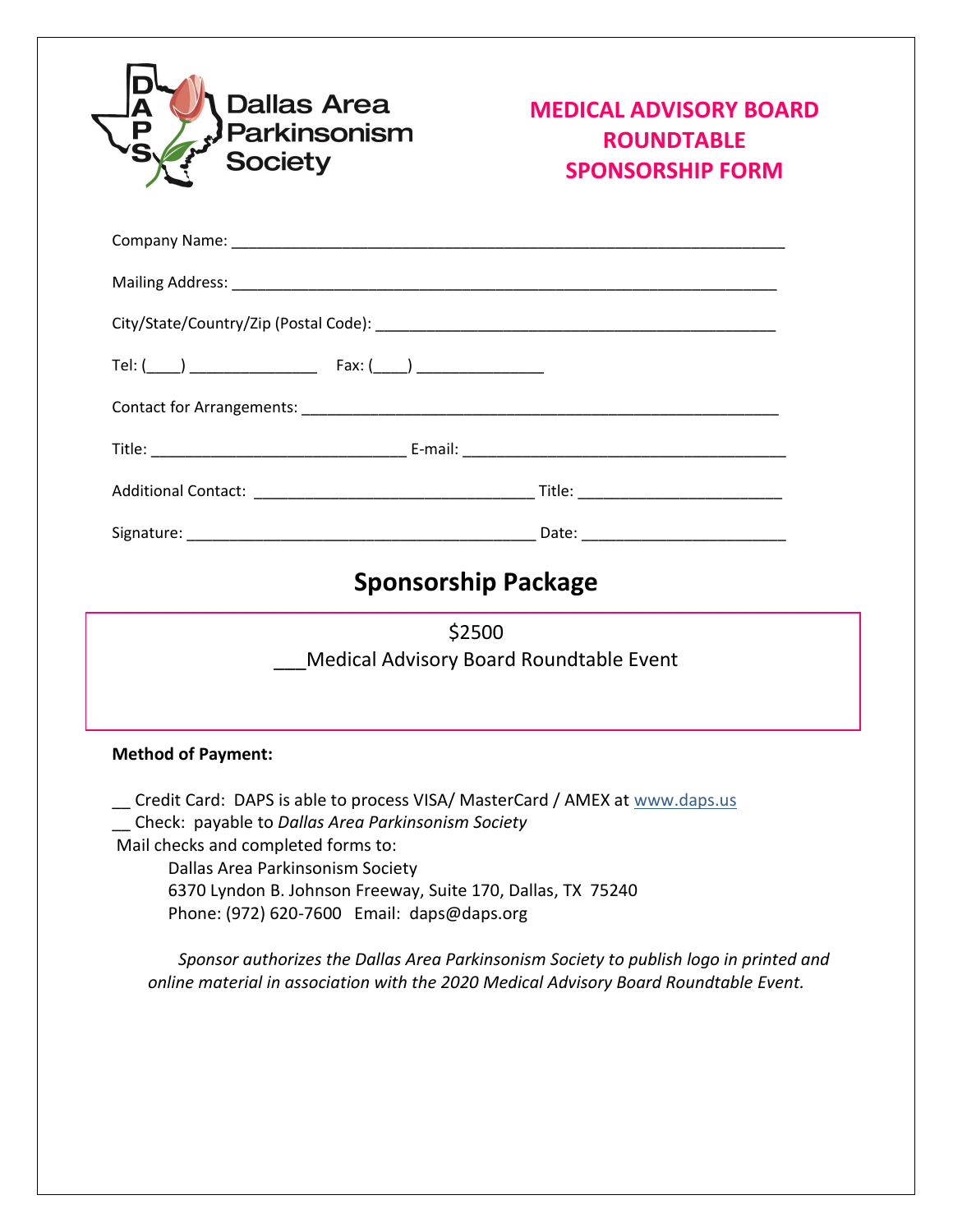Dallas Area Parkinsonism Society

# MEDICAL ADVISORY BOARD ROUNDTABLE SPONSORSHIP FORM

Company Name: ______________________________________________________________

Mailing Address: _____________________________________________________________

City/State/Country/Zip (Postal Code): ____________________________________________

Tel: (____) _______________ Fax: (____) _______________

Contact for Arrangements: ______________________________________________________

Title: _____________________________ E-mail: _____________________________________

Additional Contact: ________________________________ Title: _______________________

Signature: ________________________________________ Date: _______________________

## Sponsorship Package

$2500
___Medical Advisory Board Roundtable Event

**Method of Payment:**

__ Credit Card: DAPS is able to process VISA/ MasterCard / AMEX at www.daps.us
__ Check: payable to *Dallas Area Parkinsonism Society*
Mail checks and completed forms to:
Dallas Area Parkinsonism Society
6370 Lyndon B. Johnson Freeway, Suite 170, Dallas, TX 75240
Phone: (972) 620-7600 Email: daps@daps.org

*Sponsor authorizes the Dallas Area Parkinsonism Society to publish logo in printed and online material in association with the 2020 Medical Advisory Board Roundtable Event.*